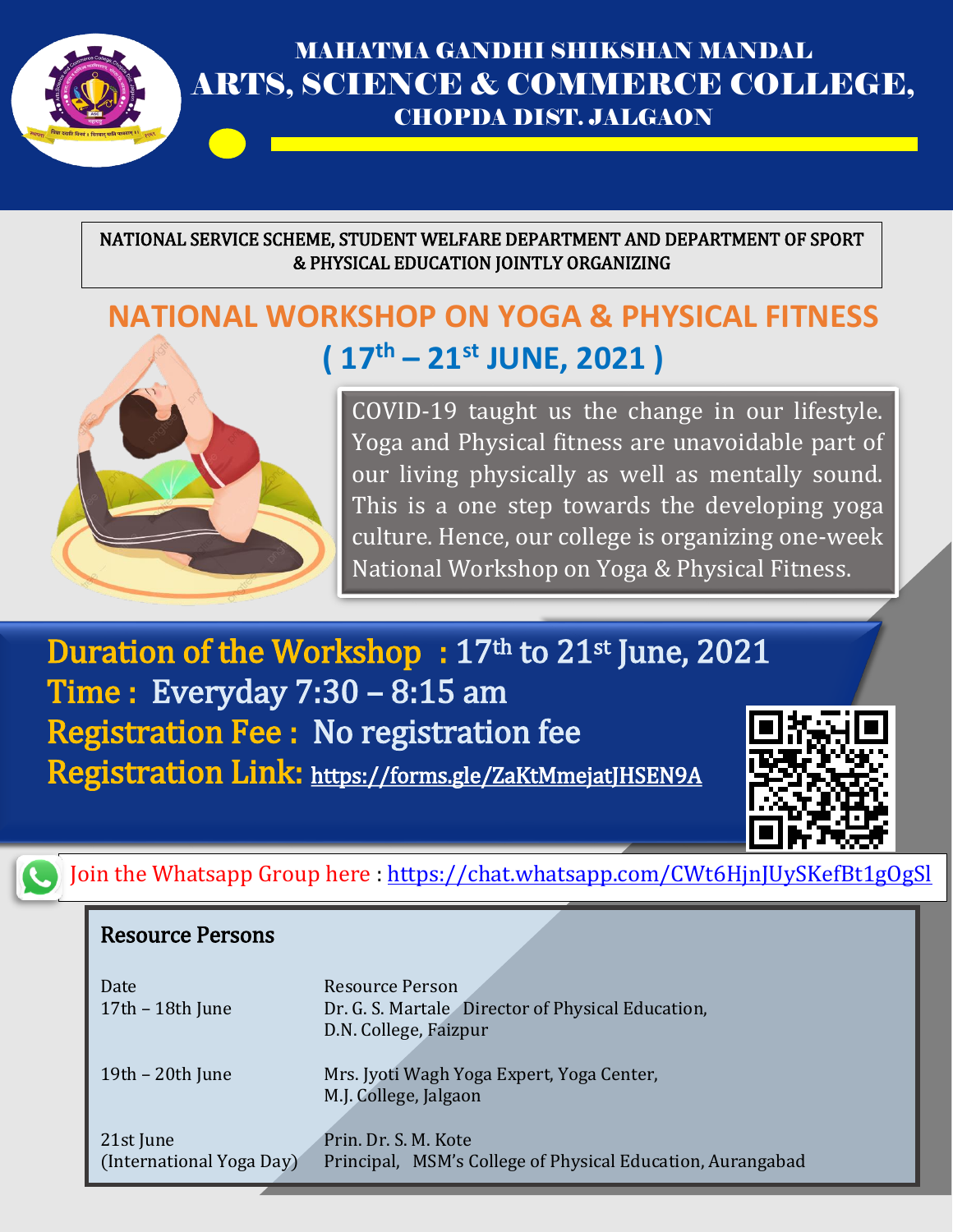# MAHATMA GANDHI SHIKSHAN MANDAL
# ARTS, SCIENCE & COMMERCE COLLEGE,
## CHOPDA DIST. JALGAON

NATIONAL SERVICE SCHEME, STUDENT WELFARE DEPARTMENT AND DEPARTMENT OF SPORT & PHYSICAL EDUCATION JOINTLY ORGANIZING

## NATIONAL WORKSHOP ON YOGA & PHYSICAL FITNESS
## ( 17th – 21st JUNE, 2021 )

COVID-19 taught us the change in our lifestyle. Yoga and Physical fitness are unavoidable part of our living physically as well as mentally sound. This is a one step towards the developing yoga culture. Hence, our college is organizing one-week National Workshop on Yoga & Physical Fitness.

**Duration of the Workshop :** 17th to 21st June, 2021
**Time :** Everyday 7:30 – 8:15 am
**Registration Fee :** No registration fee
**Registration Link:** https://forms.gle/ZaKtMmejatJHSEN9A

Join the Whatsapp Group here : https://chat.whatsapp.com/CWt6HjnJUySKefBt1gOgSl

### Resource Persons

| Date | Resource Person |
|---|---|
| 17th – 18th June | Dr. G. S. Martale Director of Physical Education, D.N. College, Faizpur |
| 19th – 20th June | Mrs. Jyoti Wagh Yoga Expert, Yoga Center, M.J. College, Jalgaon |
| 21st June (International Yoga Day) | Prin. Dr. S. M. Kote Principal, MSM's College of Physical Education, Aurangabad |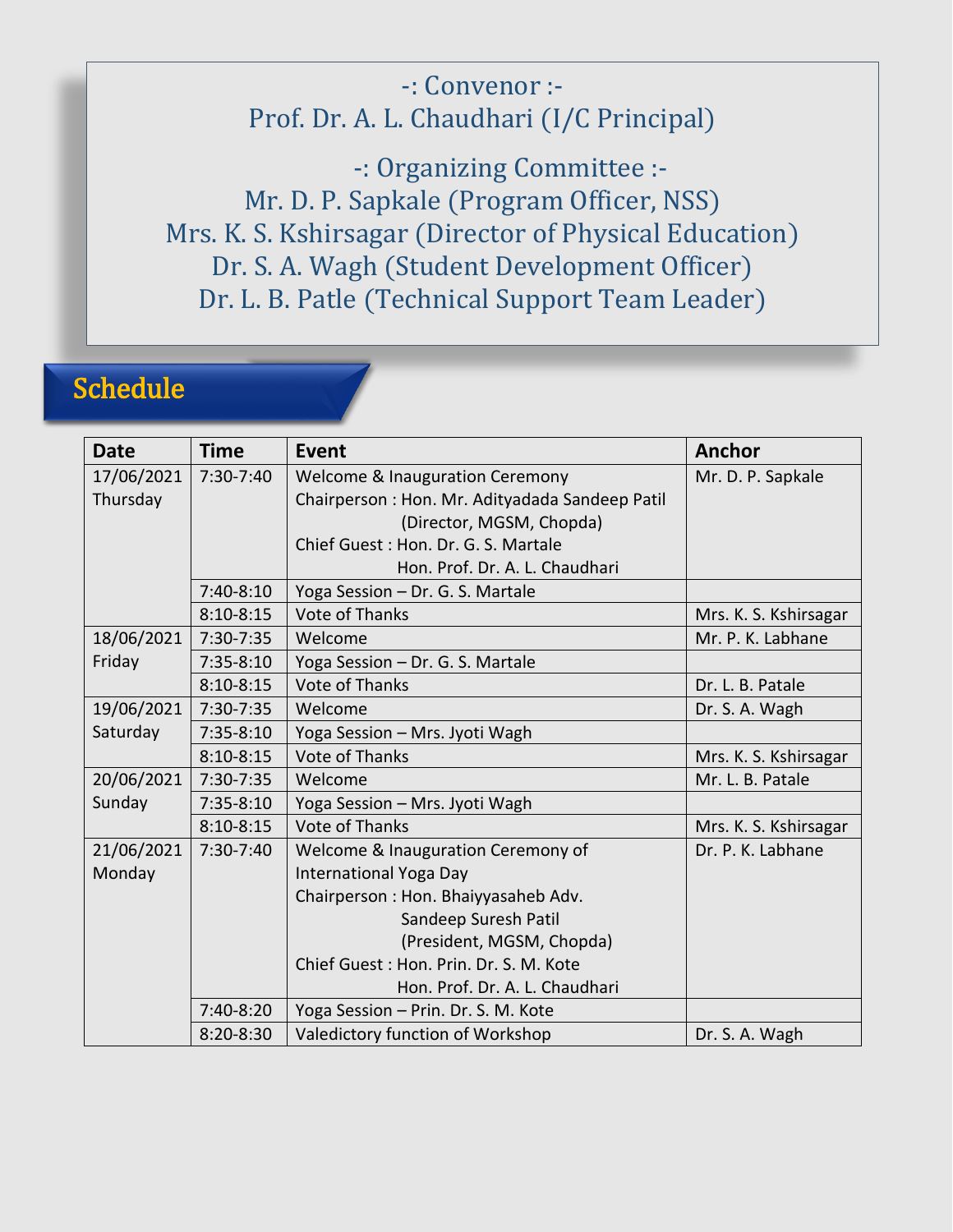-: Convenor :-

Prof. Dr. A. L. Chaudhari (I/C Principal)

-: Organizing Committee :-

Mr. D. P. Sapkale (Program Officer, NSS)

Mrs. K. S. Kshirsagar (Director of Physical Education)

Dr. S. A. Wagh (Student Development Officer)

Dr. L. B. Patle (Technical Support Team Leader)

## Schedule

| Date | Time | Event | Anchor |
|---|---|---|---|
| 17/06/2021 Thursday | 7:30-7:40 | Welcome & Inauguration Ceremony<br>Chairperson : Hon. Mr. Adityadada Sandeep Patil (Director, MGSM, Chopda)<br>Chief Guest : Hon. Dr. G. S. Martale<br>Hon. Prof. Dr. A. L. Chaudhari | Mr. D. P. Sapkale |
| | 7:40-8:10 | Yoga Session – Dr. G. S. Martale | |
| | 8:10-8:15 | Vote of Thanks | Mrs. K. S. Kshirsagar |
| 18/06/2021 Friday | 7:30-7:35 | Welcome | Mr. P. K. Labhane |
| | 7:35-8:10 | Yoga Session – Dr. G. S. Martale | |
| | 8:10-8:15 | Vote of Thanks | Dr. L. B. Patale |
| 19/06/2021 Saturday | 7:30-7:35 | Welcome | Dr. S. A. Wagh |
| | 7:35-8:10 | Yoga Session – Mrs. Jyoti Wagh | |
| | 8:10-8:15 | Vote of Thanks | Mrs. K. S. Kshirsagar |
| 20/06/2021 Sunday | 7:30-7:35 | Welcome | Mr. L. B. Patale |
| | 7:35-8:10 | Yoga Session – Mrs. Jyoti Wagh | |
| | 8:10-8:15 | Vote of Thanks | Mrs. K. S. Kshirsagar |
| 21/06/2021 Monday | 7:30-7:40 | Welcome & Inauguration Ceremony of International Yoga Day<br>Chairperson : Hon. Bhaiyyasaheb Adv. Sandeep Suresh Patil (President, MGSM, Chopda)<br>Chief Guest : Hon. Prin. Dr. S. M. Kote<br>Hon. Prof. Dr. A. L. Chaudhari | Dr. P. K. Labhane |
| | 7:40-8:20 | Yoga Session – Prin. Dr. S. M. Kote | |
| | 8:20-8:30 | Valedictory function of Workshop | Dr. S. A. Wagh |